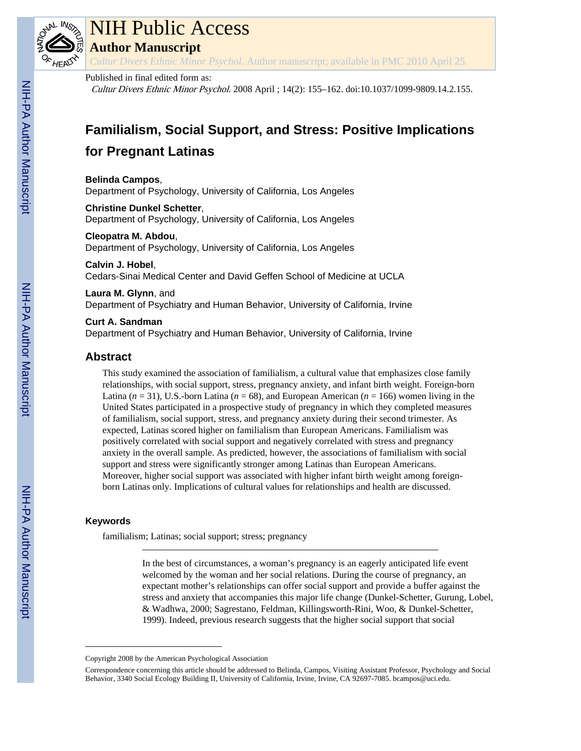# NIH Public Access

## Author Manuscript

*Cultur Divers Ethnic Minor Psychol*. Author manuscript; available in PMC 2010 April 25.

Published in final edited form as:

*Cultur Divers Ethnic Minor Psychol*. 2008 April ; 14(2): 155–162. doi:10.1037/1099-9809.14.2.155.

# Familialism, Social Support, and Stress: Positive Implications for Pregnant Latinas

**Belinda Campos**,
Department of Psychology, University of California, Los Angeles

**Christine Dunkel Schetter**,
Department of Psychology, University of California, Los Angeles

**Cleopatra M. Abdou**,
Department of Psychology, University of California, Los Angeles

**Calvin J. Hobel**,
Cedars-Sinai Medical Center and David Geffen School of Medicine at UCLA

**Laura M. Glynn**, and
Department of Psychiatry and Human Behavior, University of California, Irvine

**Curt A. Sandman**
Department of Psychiatry and Human Behavior, University of California, Irvine

## Abstract

This study examined the association of familialism, a cultural value that emphasizes close family relationships, with social support, stress, pregnancy anxiety, and infant birth weight. Foreign-born Latina ($n$ = 31), U.S.-born Latina ($n$ = 68), and European American ($n$ = 166) women living in the United States participated in a prospective study of pregnancy in which they completed measures of familialism, social support, stress, and pregnancy anxiety during their second trimester. As expected, Latinas scored higher on familialism than European Americans. Familialism was positively correlated with social support and negatively correlated with stress and pregnancy anxiety in the overall sample. As predicted, however, the associations of familialism with social support and stress were significantly stronger among Latinas than European Americans. Moreover, higher social support was associated with higher infant birth weight among foreign-born Latinas only. Implications of cultural values for relationships and health are discussed.

### Keywords

familialism; Latinas; social support; stress; pregnancy

---

In the best of circumstances, a woman's pregnancy is an eagerly anticipated life event welcomed by the woman and her social relations. During the course of pregnancy, an expectant mother's relationships can offer social support and provide a buffer against the stress and anxiety that accompanies this major life change (Dunkel-Schetter, Gurung, Lobel, & Wadhwa, 2000; Sagrestano, Feldman, Killingsworth-Rini, Woo, & Dunkel-Schetter, 1999). Indeed, previous research suggests that the higher social support that social

---

Copyright 2008 by the American Psychological Association

Correspondence concerning this article should be addressed to Belinda, Campos, Visiting Assistant Professor, Psychology and Social Behavior, 3340 Social Ecology Building II, University of California, Irvine, Irvine, CA 92697-7085. bcampos@uci.edu.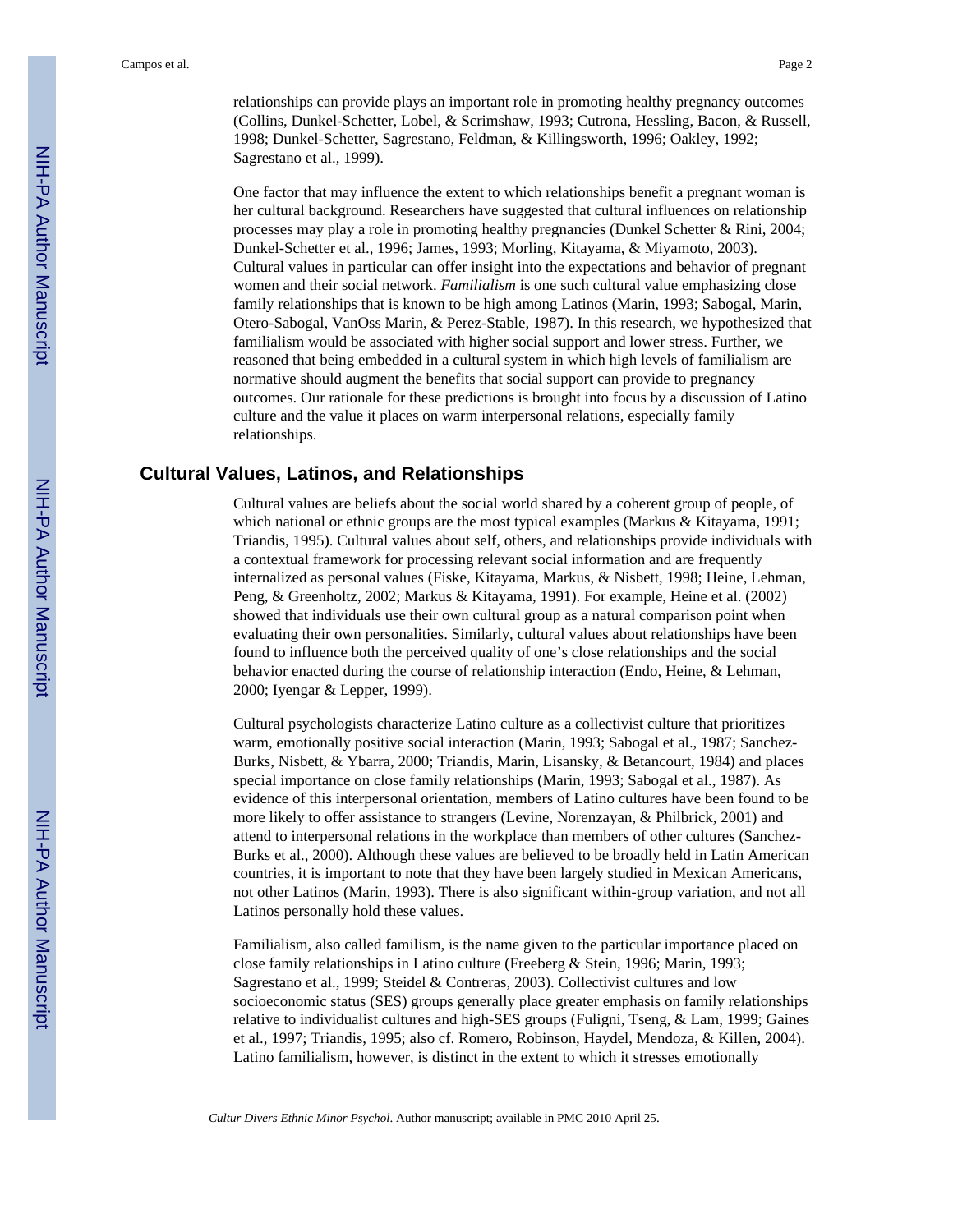relationships can provide plays an important role in promoting healthy pregnancy outcomes (Collins, Dunkel-Schetter, Lobel, & Scrimshaw, 1993; Cutrona, Hessling, Bacon, & Russell, 1998; Dunkel-Schetter, Sagrestano, Feldman, & Killingsworth, 1996; Oakley, 1992; Sagrestano et al., 1999).

One factor that may influence the extent to which relationships benefit a pregnant woman is her cultural background. Researchers have suggested that cultural influences on relationship processes may play a role in promoting healthy pregnancies (Dunkel Schetter & Rini, 2004; Dunkel-Schetter et al., 1996; James, 1993; Morling, Kitayama, & Miyamoto, 2003). Cultural values in particular can offer insight into the expectations and behavior of pregnant women and their social network. *Familialism* is one such cultural value emphasizing close family relationships that is known to be high among Latinos (Marin, 1993; Sabogal, Marin, Otero-Sabogal, VanOss Marin, & Perez-Stable, 1987). In this research, we hypothesized that familialism would be associated with higher social support and lower stress. Further, we reasoned that being embedded in a cultural system in which high levels of familialism are normative should augment the benefits that social support can provide to pregnancy outcomes. Our rationale for these predictions is brought into focus by a discussion of Latino culture and the value it places on warm interpersonal relations, especially family relationships.

## Cultural Values, Latinos, and Relationships

Cultural values are beliefs about the social world shared by a coherent group of people, of which national or ethnic groups are the most typical examples (Markus & Kitayama, 1991; Triandis, 1995). Cultural values about self, others, and relationships provide individuals with a contextual framework for processing relevant social information and are frequently internalized as personal values (Fiske, Kitayama, Markus, & Nisbett, 1998; Heine, Lehman, Peng, & Greenholtz, 2002; Markus & Kitayama, 1991). For example, Heine et al. (2002) showed that individuals use their own cultural group as a natural comparison point when evaluating their own personalities. Similarly, cultural values about relationships have been found to influence both the perceived quality of one's close relationships and the social behavior enacted during the course of relationship interaction (Endo, Heine, & Lehman, 2000; Iyengar & Lepper, 1999).

Cultural psychologists characterize Latino culture as a collectivist culture that prioritizes warm, emotionally positive social interaction (Marin, 1993; Sabogal et al., 1987; Sanchez-Burks, Nisbett, & Ybarra, 2000; Triandis, Marin, Lisansky, & Betancourt, 1984) and places special importance on close family relationships (Marin, 1993; Sabogal et al., 1987). As evidence of this interpersonal orientation, members of Latino cultures have been found to be more likely to offer assistance to strangers (Levine, Norenzayan, & Philbrick, 2001) and attend to interpersonal relations in the workplace than members of other cultures (Sanchez-Burks et al., 2000). Although these values are believed to be broadly held in Latin American countries, it is important to note that they have been largely studied in Mexican Americans, not other Latinos (Marin, 1993). There is also significant within-group variation, and not all Latinos personally hold these values.

Familialism, also called familism, is the name given to the particular importance placed on close family relationships in Latino culture (Freeberg & Stein, 1996; Marin, 1993; Sagrestano et al., 1999; Steidel & Contreras, 2003). Collectivist cultures and low socioeconomic status (SES) groups generally place greater emphasis on family relationships relative to individualist cultures and high-SES groups (Fuligni, Tseng, & Lam, 1999; Gaines et al., 1997; Triandis, 1995; also cf. Romero, Robinson, Haydel, Mendoza, & Killen, 2004). Latino familialism, however, is distinct in the extent to which it stresses emotionally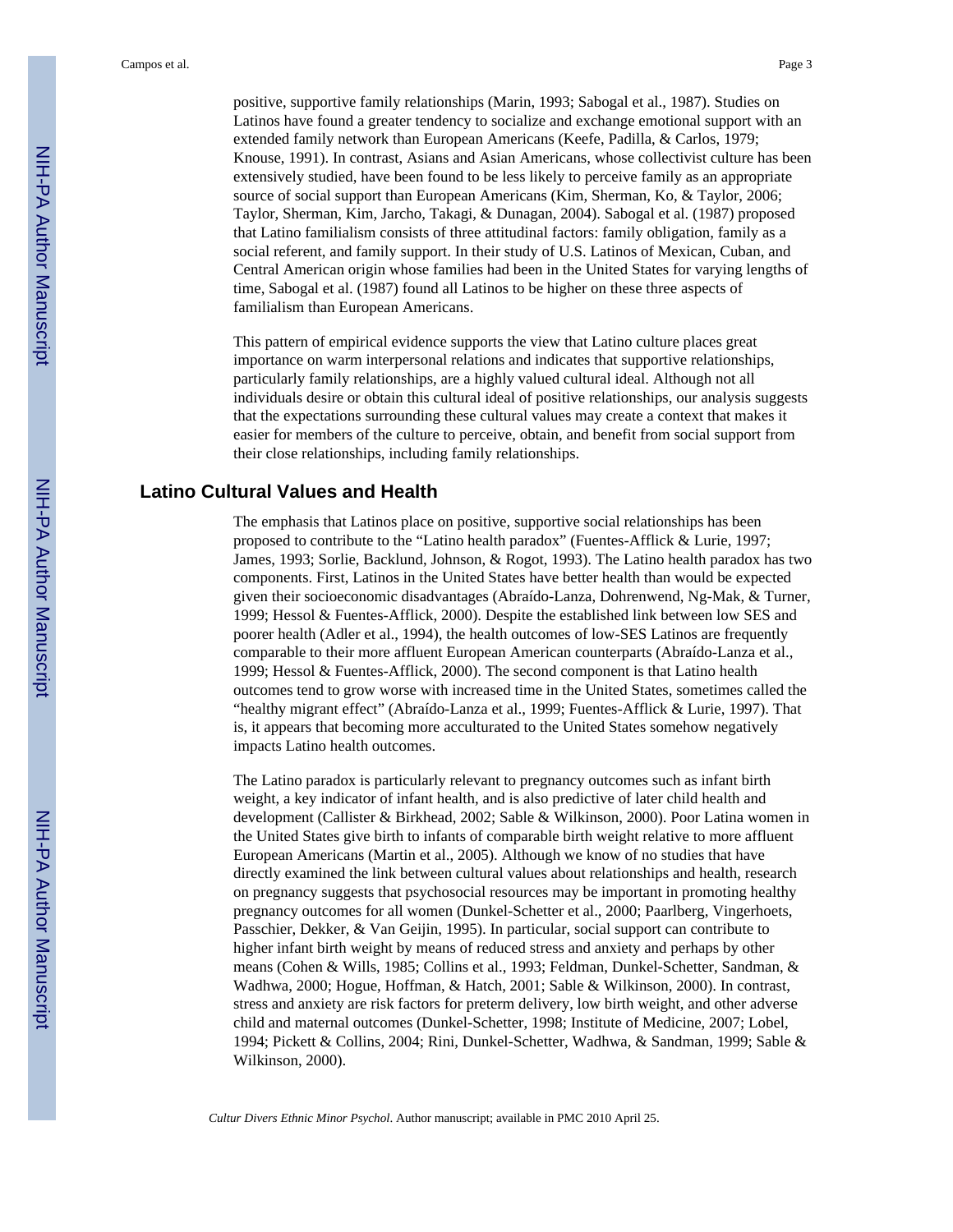positive, supportive family relationships (Marin, 1993; Sabogal et al., 1987). Studies on Latinos have found a greater tendency to socialize and exchange emotional support with an extended family network than European Americans (Keefe, Padilla, & Carlos, 1979; Knouse, 1991). In contrast, Asians and Asian Americans, whose collectivist culture has been extensively studied, have been found to be less likely to perceive family as an appropriate source of social support than European Americans (Kim, Sherman, Ko, & Taylor, 2006; Taylor, Sherman, Kim, Jarcho, Takagi, & Dunagan, 2004). Sabogal et al. (1987) proposed that Latino familialism consists of three attitudinal factors: family obligation, family as a social referent, and family support. In their study of U.S. Latinos of Mexican, Cuban, and Central American origin whose families had been in the United States for varying lengths of time, Sabogal et al. (1987) found all Latinos to be higher on these three aspects of familialism than European Americans.

This pattern of empirical evidence supports the view that Latino culture places great importance on warm interpersonal relations and indicates that supportive relationships, particularly family relationships, are a highly valued cultural ideal. Although not all individuals desire or obtain this cultural ideal of positive relationships, our analysis suggests that the expectations surrounding these cultural values may create a context that makes it easier for members of the culture to perceive, obtain, and benefit from social support from their close relationships, including family relationships.

## Latino Cultural Values and Health

The emphasis that Latinos place on positive, supportive social relationships has been proposed to contribute to the “Latino health paradox” (Fuentes-Afflick & Lurie, 1997; James, 1993; Sorlie, Backlund, Johnson, & Rogot, 1993). The Latino health paradox has two components. First, Latinos in the United States have better health than would be expected given their socioeconomic disadvantages (Abraído-Lanza, Dohrenwend, Ng-Mak, & Turner, 1999; Hessol & Fuentes-Afflick, 2000). Despite the established link between low SES and poorer health (Adler et al., 1994), the health outcomes of low-SES Latinos are frequently comparable to their more affluent European American counterparts (Abraído-Lanza et al., 1999; Hessol & Fuentes-Afflick, 2000). The second component is that Latino health outcomes tend to grow worse with increased time in the United States, sometimes called the “healthy migrant effect” (Abraído-Lanza et al., 1999; Fuentes-Afflick & Lurie, 1997). That is, it appears that becoming more acculturated to the United States somehow negatively impacts Latino health outcomes.

The Latino paradox is particularly relevant to pregnancy outcomes such as infant birth weight, a key indicator of infant health, and is also predictive of later child health and development (Callister & Birkhead, 2002; Sable & Wilkinson, 2000). Poor Latina women in the United States give birth to infants of comparable birth weight relative to more affluent European Americans (Martin et al., 2005). Although we know of no studies that have directly examined the link between cultural values about relationships and health, research on pregnancy suggests that psychosocial resources may be important in promoting healthy pregnancy outcomes for all women (Dunkel-Schetter et al., 2000; Paarlberg, Vingerhoets, Passchier, Dekker, & Van Geijin, 1995). In particular, social support can contribute to higher infant birth weight by means of reduced stress and anxiety and perhaps by other means (Cohen & Wills, 1985; Collins et al., 1993; Feldman, Dunkel-Schetter, Sandman, & Wadhwa, 2000; Hogue, Hoffman, & Hatch, 2001; Sable & Wilkinson, 2000). In contrast, stress and anxiety are risk factors for preterm delivery, low birth weight, and other adverse child and maternal outcomes (Dunkel-Schetter, 1998; Institute of Medicine, 2007; Lobel, 1994; Pickett & Collins, 2004; Rini, Dunkel-Schetter, Wadhwa, & Sandman, 1999; Sable & Wilkinson, 2000).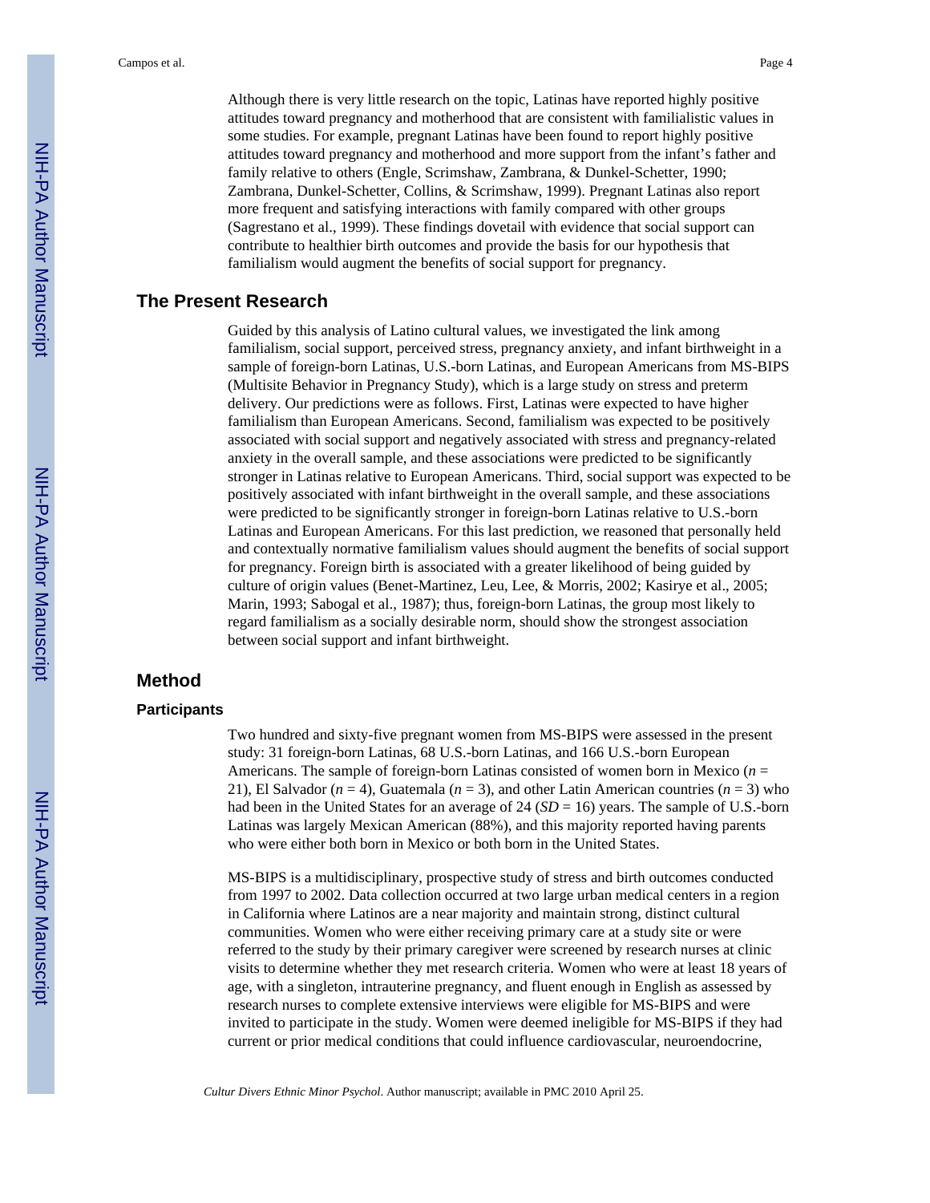Although there is very little research on the topic, Latinas have reported highly positive attitudes toward pregnancy and motherhood that are consistent with familialistic values in some studies. For example, pregnant Latinas have been found to report highly positive attitudes toward pregnancy and motherhood and more support from the infant's father and family relative to others (Engle, Scrimshaw, Zambrana, & Dunkel-Schetter, 1990; Zambrana, Dunkel-Schetter, Collins, & Scrimshaw, 1999). Pregnant Latinas also report more frequent and satisfying interactions with family compared with other groups (Sagrestano et al., 1999). These findings dovetail with evidence that social support can contribute to healthier birth outcomes and provide the basis for our hypothesis that familialism would augment the benefits of social support for pregnancy.

## The Present Research

Guided by this analysis of Latino cultural values, we investigated the link among familialism, social support, perceived stress, pregnancy anxiety, and infant birthweight in a sample of foreign-born Latinas, U.S.-born Latinas, and European Americans from MS-BIPS (Multisite Behavior in Pregnancy Study), which is a large study on stress and preterm delivery. Our predictions were as follows. First, Latinas were expected to have higher familialism than European Americans. Second, familialism was expected to be positively associated with social support and negatively associated with stress and pregnancy-related anxiety in the overall sample, and these associations were predicted to be significantly stronger in Latinas relative to European Americans. Third, social support was expected to be positively associated with infant birthweight in the overall sample, and these associations were predicted to be significantly stronger in foreign-born Latinas relative to U.S.-born Latinas and European Americans. For this last prediction, we reasoned that personally held and contextually normative familialism values should augment the benefits of social support for pregnancy. Foreign birth is associated with a greater likelihood of being guided by culture of origin values (Benet-Martinez, Leu, Lee, & Morris, 2002; Kasirye et al., 2005; Marin, 1993; Sabogal et al., 1987); thus, foreign-born Latinas, the group most likely to regard familialism as a socially desirable norm, should show the strongest association between social support and infant birthweight.

## Method

### Participants

Two hundred and sixty-five pregnant women from MS-BIPS were assessed in the present study: 31 foreign-born Latinas, 68 U.S.-born Latinas, and 166 U.S.-born European Americans. The sample of foreign-born Latinas consisted of women born in Mexico ($n$ = 21), El Salvador ($n$ = 4), Guatemala ($n$ = 3), and other Latin American countries ($n$ = 3) who had been in the United States for an average of 24 ($SD$ = 16) years. The sample of U.S.-born Latinas was largely Mexican American (88%), and this majority reported having parents who were either both born in Mexico or both born in the United States.

MS-BIPS is a multidisciplinary, prospective study of stress and birth outcomes conducted from 1997 to 2002. Data collection occurred at two large urban medical centers in a region in California where Latinos are a near majority and maintain strong, distinct cultural communities. Women who were either receiving primary care at a study site or were referred to the study by their primary caregiver were screened by research nurses at clinic visits to determine whether they met research criteria. Women who were at least 18 years of age, with a singleton, intrauterine pregnancy, and fluent enough in English as assessed by research nurses to complete extensive interviews were eligible for MS-BIPS and were invited to participate in the study. Women were deemed ineligible for MS-BIPS if they had current or prior medical conditions that could influence cardiovascular, neuroendocrine,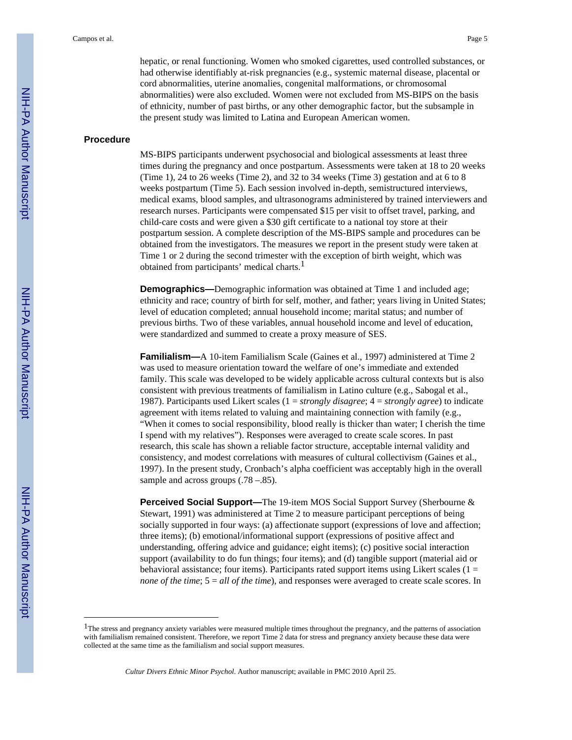hepatic, or renal functioning. Women who smoked cigarettes, used controlled substances, or had otherwise identifiably at-risk pregnancies (e.g., systemic maternal disease, placental or cord abnormalities, uterine anomalies, congenital malformations, or chromosomal abnormalities) were also excluded. Women were not excluded from MS-BIPS on the basis of ethnicity, number of past births, or any other demographic factor, but the subsample in the present study was limited to Latina and European American women.

### Procedure

MS-BIPS participants underwent psychosocial and biological assessments at least three times during the pregnancy and once postpartum. Assessments were taken at 18 to 20 weeks (Time 1), 24 to 26 weeks (Time 2), and 32 to 34 weeks (Time 3) gestation and at 6 to 8 weeks postpartum (Time 5). Each session involved in-depth, semistructured interviews, medical exams, blood samples, and ultrasonograms administered by trained interviewers and research nurses. Participants were compensated $15 per visit to offset travel, parking, and child-care costs and were given a $30 gift certificate to a national toy store at their postpartum session. A complete description of the MS-BIPS sample and procedures can be obtained from the investigators. The measures we report in the present study were taken at Time 1 or 2 during the second trimester with the exception of birth weight, which was obtained from participants' medical charts.[1]

**Demographics—**Demographic information was obtained at Time 1 and included age; ethnicity and race; country of birth for self, mother, and father; years living in United States; level of education completed; annual household income; marital status; and number of previous births. Two of these variables, annual household income and level of education, were standardized and summed to create a proxy measure of SES.

**Familialism—**A 10-item Familialism Scale (Gaines et al., 1997) administered at Time 2 was used to measure orientation toward the welfare of one's immediate and extended family. This scale was developed to be widely applicable across cultural contexts but is also consistent with previous treatments of familialism in Latino culture (e.g., Sabogal et al., 1987). Participants used Likert scales (1 = *strongly disagree*; 4 = *strongly agree*) to indicate agreement with items related to valuing and maintaining connection with family (e.g., "When it comes to social responsibility, blood really is thicker than water; I cherish the time I spend with my relatives"). Responses were averaged to create scale scores. In past research, this scale has shown a reliable factor structure, acceptable internal validity and consistency, and modest correlations with measures of cultural collectivism (Gaines et al., 1997). In the present study, Cronbach's alpha coefficient was acceptably high in the overall sample and across groups (.78 –.85).

**Perceived Social Support—**The 19-item MOS Social Support Survey (Sherbourne & Stewart, 1991) was administered at Time 2 to measure participant perceptions of being socially supported in four ways: (a) affectionate support (expressions of love and affection; three items); (b) emotional/informational support (expressions of positive affect and understanding, offering advice and guidance; eight items); (c) positive social interaction support (availability to do fun things; four items); and (d) tangible support (material aid or behavioral assistance; four items). Participants rated support items using Likert scales (1 = *none of the time*; 5 = *all of the time*), and responses were averaged to create scale scores. In

[1]The stress and pregnancy anxiety variables were measured multiple times throughout the pregnancy, and the patterns of association with familialism remained consistent. Therefore, we report Time 2 data for stress and pregnancy anxiety because these data were collected at the same time as the familialism and social support measures.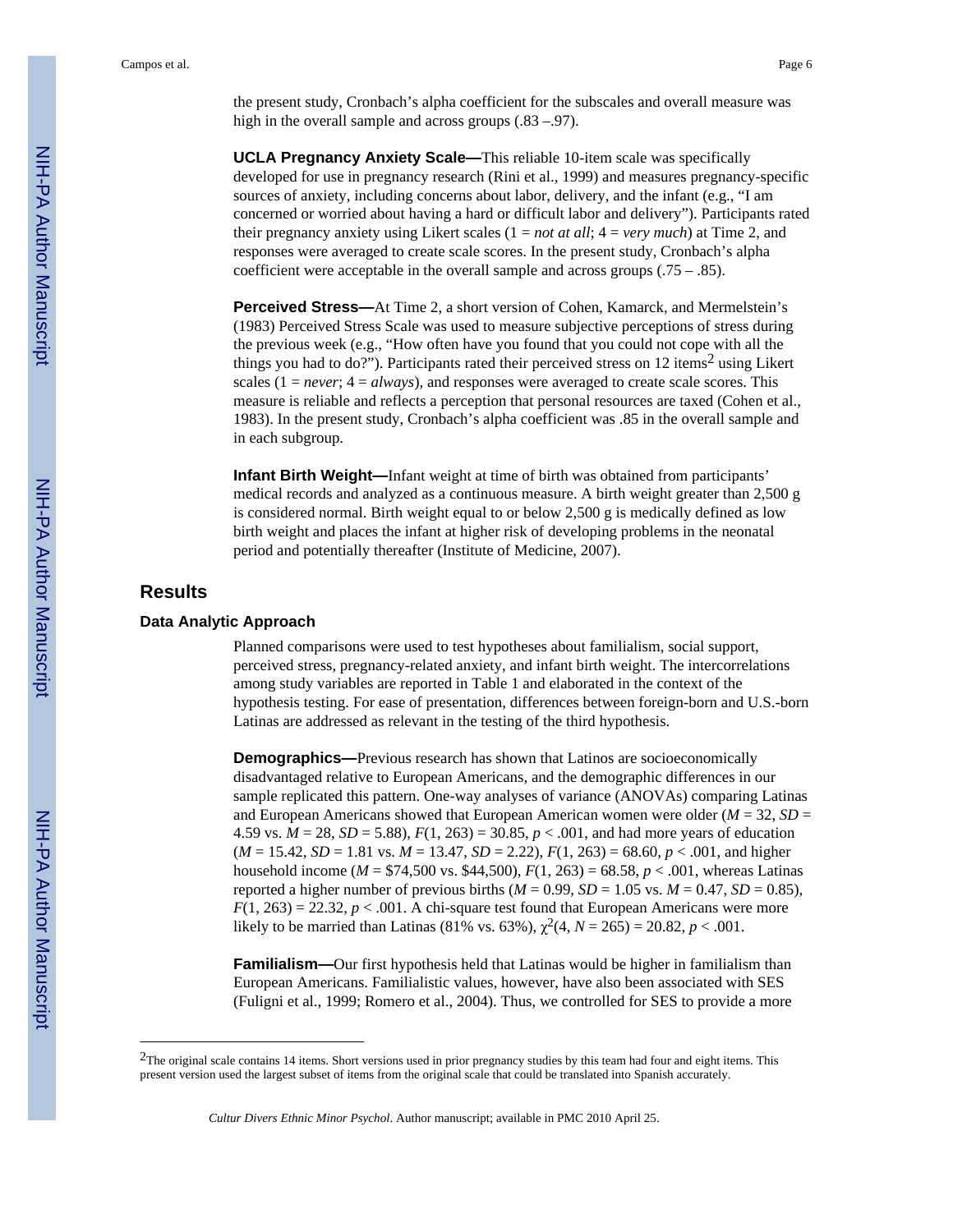the present study, Cronbach's alpha coefficient for the subscales and overall measure was high in the overall sample and across groups (.83 –.97).

**UCLA Pregnancy Anxiety Scale—**This reliable 10-item scale was specifically developed for use in pregnancy research (Rini et al., 1999) and measures pregnancy-specific sources of anxiety, including concerns about labor, delivery, and the infant (e.g., "I am concerned or worried about having a hard or difficult labor and delivery"). Participants rated their pregnancy anxiety using Likert scales (1 = *not at all*; 4 = *very much*) at Time 2, and responses were averaged to create scale scores. In the present study, Cronbach's alpha coefficient were acceptable in the overall sample and across groups (.75 – .85).

**Perceived Stress—**At Time 2, a short version of Cohen, Kamarck, and Mermelstein's (1983) Perceived Stress Scale was used to measure subjective perceptions of stress during the previous week (e.g., "How often have you found that you could not cope with all the things you had to do?"). Participants rated their perceived stress on 12 items[2] using Likert scales (1 = *never*; 4 = *always*), and responses were averaged to create scale scores. This measure is reliable and reflects a perception that personal resources are taxed (Cohen et al., 1983). In the present study, Cronbach's alpha coefficient was .85 in the overall sample and in each subgroup.

**Infant Birth Weight—**Infant weight at time of birth was obtained from participants' medical records and analyzed as a continuous measure. A birth weight greater than 2,500 g is considered normal. Birth weight equal to or below 2,500 g is medically defined as low birth weight and places the infant at higher risk of developing problems in the neonatal period and potentially thereafter (Institute of Medicine, 2007).

## Results

### Data Analytic Approach

Planned comparisons were used to test hypotheses about familialism, social support, perceived stress, pregnancy-related anxiety, and infant birth weight. The intercorrelations among study variables are reported in Table 1 and elaborated in the context of the hypothesis testing. For ease of presentation, differences between foreign-born and U.S.-born Latinas are addressed as relevant in the testing of the third hypothesis.

**Demographics—**Previous research has shown that Latinos are socioeconomically disadvantaged relative to European Americans, and the demographic differences in our sample replicated this pattern. One-way analyses of variance (ANOVAs) comparing Latinas and European Americans showed that European American women were older ($M = 32$, $SD = 4.59$ vs. $M = 28$, $SD = 5.88$), $F(1, 263) = 30.85$, $p < .001$, and had more years of education ($M = 15.42$, $SD = 1.81$ vs. $M = 13.47$, $SD = 2.22$), $F(1, 263) = 68.60$, $p < .001$, and higher household income ($M = \$74{,}500$ vs. $\$44{,}500$), $F(1, 263) = 68.58$, $p < .001$, whereas Latinas reported a higher number of previous births ($M = 0.99$, $SD = 1.05$ vs. $M = 0.47$, $SD = 0.85$), $F(1, 263) = 22.32$, $p < .001$. A chi-square test found that European Americans were more likely to be married than Latinas (81% vs. 63%), $\chi^2(4, N = 265) = 20.82$, $p < .001$.

**Familialism—**Our first hypothesis held that Latinas would be higher in familialism than European Americans. Familialistic values, however, have also been associated with SES (Fuligni et al., 1999; Romero et al., 2004). Thus, we controlled for SES to provide a more

---

[2]The original scale contains 14 items. Short versions used in prior pregnancy studies by this team had four and eight items. This present version used the largest subset of items from the original scale that could be translated into Spanish accurately.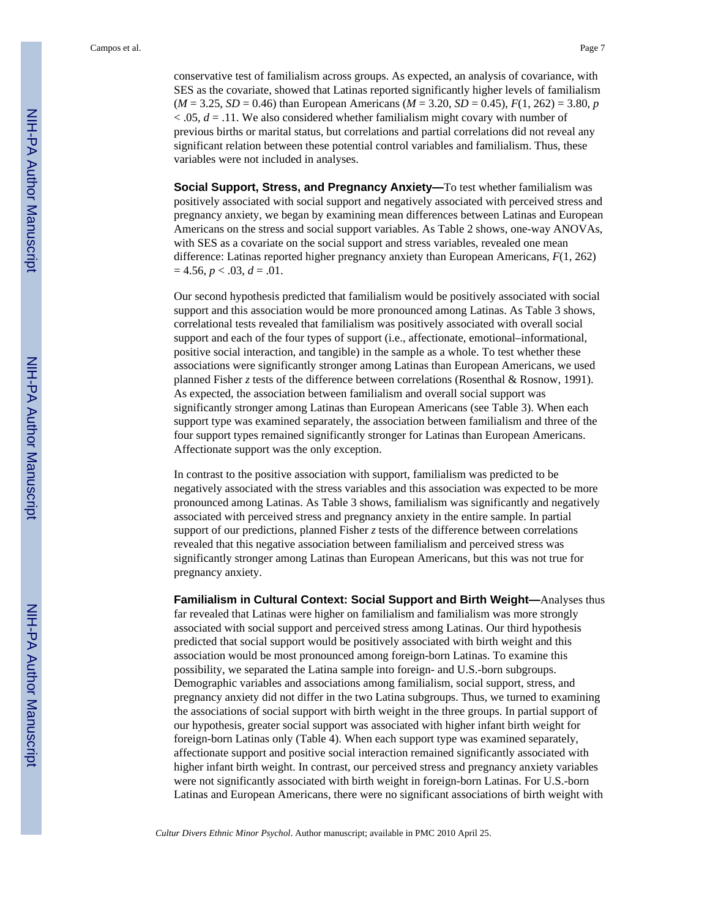conservative test of familialism across groups. As expected, an analysis of covariance, with SES as the covariate, showed that Latinas reported significantly higher levels of familialism ($M = 3.25$, $SD = 0.46$) than European Americans ($M = 3.20$, $SD = 0.45$), $F(1, 262) = 3.80$, $p < .05$, $d = .11$. We also considered whether familialism might covary with number of previous births or marital status, but correlations and partial correlations did not reveal any significant relation between these potential control variables and familialism. Thus, these variables were not included in analyses.

**Social Support, Stress, and Pregnancy Anxiety—**To test whether familialism was positively associated with social support and negatively associated with perceived stress and pregnancy anxiety, we began by examining mean differences between Latinas and European Americans on the stress and social support variables. As Table 2 shows, one-way ANOVAs, with SES as a covariate on the social support and stress variables, revealed one mean difference: Latinas reported higher pregnancy anxiety than European Americans, $F(1, 262) = 4.56$, $p < .03$, $d = .01$.

Our second hypothesis predicted that familialism would be positively associated with social support and this association would be more pronounced among Latinas. As Table 3 shows, correlational tests revealed that familialism was positively associated with overall social support and each of the four types of support (i.e., affectionate, emotional–informational, positive social interaction, and tangible) in the sample as a whole. To test whether these associations were significantly stronger among Latinas than European Americans, we used planned Fisher *z* tests of the difference between correlations (Rosenthal & Rosnow, 1991). As expected, the association between familialism and overall social support was significantly stronger among Latinas than European Americans (see Table 3). When each support type was examined separately, the association between familialism and three of the four support types remained significantly stronger for Latinas than European Americans. Affectionate support was the only exception.

In contrast to the positive association with support, familialism was predicted to be negatively associated with the stress variables and this association was expected to be more pronounced among Latinas. As Table 3 shows, familialism was significantly and negatively associated with perceived stress and pregnancy anxiety in the entire sample. In partial support of our predictions, planned Fisher *z* tests of the difference between correlations revealed that this negative association between familialism and perceived stress was significantly stronger among Latinas than European Americans, but this was not true for pregnancy anxiety.

**Familialism in Cultural Context: Social Support and Birth Weight—**Analyses thus far revealed that Latinas were higher on familialism and familialism was more strongly associated with social support and perceived stress among Latinas. Our third hypothesis predicted that social support would be positively associated with birth weight and this association would be most pronounced among foreign-born Latinas. To examine this possibility, we separated the Latina sample into foreign- and U.S.-born subgroups. Demographic variables and associations among familialism, social support, stress, and pregnancy anxiety did not differ in the two Latina subgroups. Thus, we turned to examining the associations of social support with birth weight in the three groups. In partial support of our hypothesis, greater social support was associated with higher infant birth weight for foreign-born Latinas only (Table 4). When each support type was examined separately, affectionate support and positive social interaction remained significantly associated with higher infant birth weight. In contrast, our perceived stress and pregnancy anxiety variables were not significantly associated with birth weight in foreign-born Latinas. For U.S.-born Latinas and European Americans, there were no significant associations of birth weight with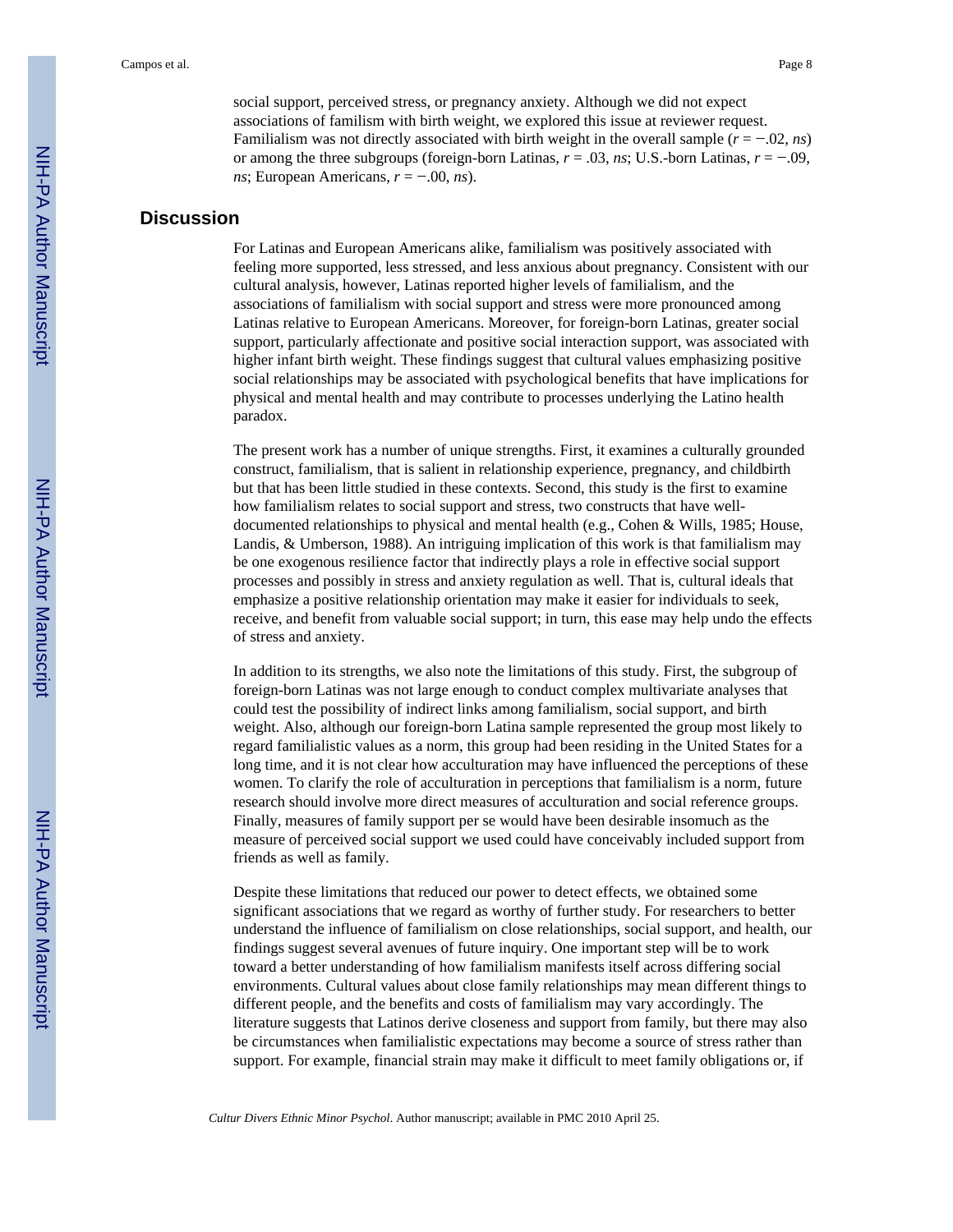social support, perceived stress, or pregnancy anxiety. Although we did not expect associations of familism with birth weight, we explored this issue at reviewer request. Familialism was not directly associated with birth weight in the overall sample ($r = -.02$, *ns*) or among the three subgroups (foreign-born Latinas, $r = .03$, *ns*; U.S.-born Latinas, $r = -.09$, *ns*; European Americans, $r = -.00$, *ns*).

## Discussion

For Latinas and European Americans alike, familialism was positively associated with feeling more supported, less stressed, and less anxious about pregnancy. Consistent with our cultural analysis, however, Latinas reported higher levels of familialism, and the associations of familialism with social support and stress were more pronounced among Latinas relative to European Americans. Moreover, for foreign-born Latinas, greater social support, particularly affectionate and positive social interaction support, was associated with higher infant birth weight. These findings suggest that cultural values emphasizing positive social relationships may be associated with psychological benefits that have implications for physical and mental health and may contribute to processes underlying the Latino health paradox.

The present work has a number of unique strengths. First, it examines a culturally grounded construct, familialism, that is salient in relationship experience, pregnancy, and childbirth but that has been little studied in these contexts. Second, this study is the first to examine how familialism relates to social support and stress, two constructs that have well-documented relationships to physical and mental health (e.g., Cohen & Wills, 1985; House, Landis, & Umberson, 1988). An intriguing implication of this work is that familialism may be one exogenous resilience factor that indirectly plays a role in effective social support processes and possibly in stress and anxiety regulation as well. That is, cultural ideals that emphasize a positive relationship orientation may make it easier for individuals to seek, receive, and benefit from valuable social support; in turn, this ease may help undo the effects of stress and anxiety.

In addition to its strengths, we also note the limitations of this study. First, the subgroup of foreign-born Latinas was not large enough to conduct complex multivariate analyses that could test the possibility of indirect links among familialism, social support, and birth weight. Also, although our foreign-born Latina sample represented the group most likely to regard familialistic values as a norm, this group had been residing in the United States for a long time, and it is not clear how acculturation may have influenced the perceptions of these women. To clarify the role of acculturation in perceptions that familialism is a norm, future research should involve more direct measures of acculturation and social reference groups. Finally, measures of family support per se would have been desirable insomuch as the measure of perceived social support we used could have conceivably included support from friends as well as family.

Despite these limitations that reduced our power to detect effects, we obtained some significant associations that we regard as worthy of further study. For researchers to better understand the influence of familialism on close relationships, social support, and health, our findings suggest several avenues of future inquiry. One important step will be to work toward a better understanding of how familialism manifests itself across differing social environments. Cultural values about close family relationships may mean different things to different people, and the benefits and costs of familialism may vary accordingly. The literature suggests that Latinos derive closeness and support from family, but there may also be circumstances when familialistic expectations may become a source of stress rather than support. For example, financial strain may make it difficult to meet family obligations or, if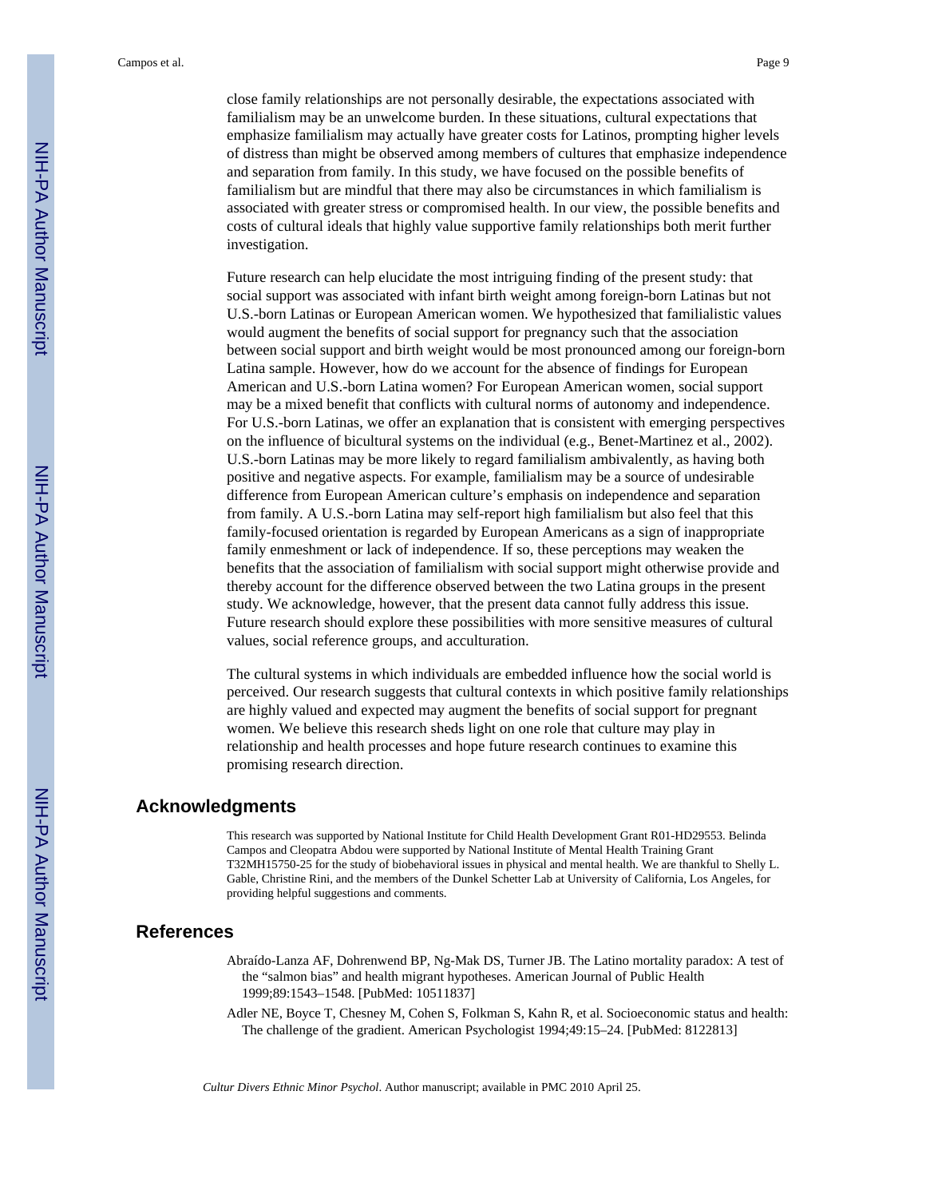close family relationships are not personally desirable, the expectations associated with familialism may be an unwelcome burden. In these situations, cultural expectations that emphasize familialism may actually have greater costs for Latinos, prompting higher levels of distress than might be observed among members of cultures that emphasize independence and separation from family. In this study, we have focused on the possible benefits of familialism but are mindful that there may also be circumstances in which familialism is associated with greater stress or compromised health. In our view, the possible benefits and costs of cultural ideals that highly value supportive family relationships both merit further investigation.

Future research can help elucidate the most intriguing finding of the present study: that social support was associated with infant birth weight among foreign-born Latinas but not U.S.-born Latinas or European American women. We hypothesized that familialistic values would augment the benefits of social support for pregnancy such that the association between social support and birth weight would be most pronounced among our foreign-born Latina sample. However, how do we account for the absence of findings for European American and U.S.-born Latina women? For European American women, social support may be a mixed benefit that conflicts with cultural norms of autonomy and independence. For U.S.-born Latinas, we offer an explanation that is consistent with emerging perspectives on the influence of bicultural systems on the individual (e.g., Benet-Martinez et al., 2002). U.S.-born Latinas may be more likely to regard familialism ambivalently, as having both positive and negative aspects. For example, familialism may be a source of undesirable difference from European American culture's emphasis on independence and separation from family. A U.S.-born Latina may self-report high familialism but also feel that this family-focused orientation is regarded by European Americans as a sign of inappropriate family enmeshment or lack of independence. If so, these perceptions may weaken the benefits that the association of familialism with social support might otherwise provide and thereby account for the difference observed between the two Latina groups in the present study. We acknowledge, however, that the present data cannot fully address this issue. Future research should explore these possibilities with more sensitive measures of cultural values, social reference groups, and acculturation.

The cultural systems in which individuals are embedded influence how the social world is perceived. Our research suggests that cultural contexts in which positive family relationships are highly valued and expected may augment the benefits of social support for pregnant women. We believe this research sheds light on one role that culture may play in relationship and health processes and hope future research continues to examine this promising research direction.

## Acknowledgments

This research was supported by National Institute for Child Health Development Grant R01-HD29553. Belinda Campos and Cleopatra Abdou were supported by National Institute of Mental Health Training Grant T32MH15750-25 for the study of biobehavioral issues in physical and mental health. We are thankful to Shelly L. Gable, Christine Rini, and the members of the Dunkel Schetter Lab at University of California, Los Angeles, for providing helpful suggestions and comments.

## References

Abraído-Lanza AF, Dohrenwend BP, Ng-Mak DS, Turner JB. The Latino mortality paradox: A test of the "salmon bias" and health migrant hypotheses. American Journal of Public Health 1999;89:1543–1548. [PubMed: 10511837]

Adler NE, Boyce T, Chesney M, Cohen S, Folkman S, Kahn R, et al. Socioeconomic status and health: The challenge of the gradient. American Psychologist 1994;49:15–24. [PubMed: 8122813]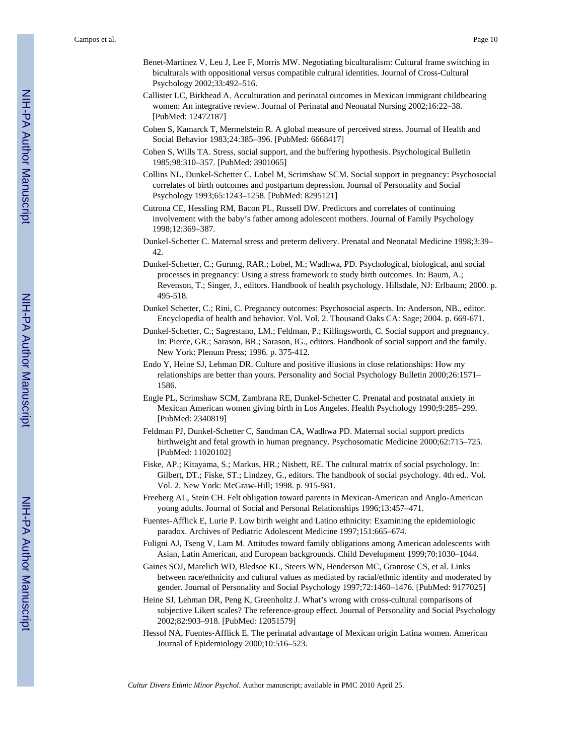Benet-Martinez V, Leu J, Lee F, Morris MW. Negotiating biculturalism: Cultural frame switching in biculturals with oppositional versus compatible cultural identities. Journal of Cross-Cultural Psychology 2002;33:492–516.

Callister LC, Birkhead A. Acculturation and perinatal outcomes in Mexican immigrant childbearing women: An integrative review. Journal of Perinatal and Neonatal Nursing 2002;16:22–38. [PubMed: 12472187]

Cohen S, Kamarck T, Mermelstein R. A global measure of perceived stress. Journal of Health and Social Behavior 1983;24:385–396. [PubMed: 6668417]

Cohen S, Wills TA. Stress, social support, and the buffering hypothesis. Psychological Bulletin 1985;98:310–357. [PubMed: 3901065]

Collins NL, Dunkel-Schetter C, Lobel M, Scrimshaw SCM. Social support in pregnancy: Psychosocial correlates of birth outcomes and postpartum depression. Journal of Personality and Social Psychology 1993;65:1243–1258. [PubMed: 8295121]

Cutrona CE, Hessling RM, Bacon PL, Russell DW. Predictors and correlates of continuing involvement with the baby's father among adolescent mothers. Journal of Family Psychology 1998;12:369–387.

Dunkel-Schetter C. Maternal stress and preterm delivery. Prenatal and Neonatal Medicine 1998;3:39–42.

Dunkel-Schetter, C.; Gurung, RAR.; Lobel, M.; Wadhwa, PD. Psychological, biological, and social processes in pregnancy: Using a stress framework to study birth outcomes. In: Baum, A.; Revenson, T.; Singer, J., editors. Handbook of health psychology. Hillsdale, NJ: Erlbaum; 2000. p. 495-518.

Dunkel Schetter, C.; Rini, C. Pregnancy outcomes: Psychosocial aspects. In: Anderson, NB., editor. Encyclopedia of health and behavior. Vol. Vol. 2. Thousand Oaks CA: Sage; 2004. p. 669-671.

Dunkel-Schetter, C.; Sagrestano, LM.; Feldman, P.; Killingsworth, C. Social support and pregnancy. In: Pierce, GR.; Sarason, BR.; Sarason, IG., editors. Handbook of social support and the family. New York: Plenum Press; 1996. p. 375-412.

Endo Y, Heine SJ, Lehman DR. Culture and positive illusions in close relationships: How my relationships are better than yours. Personality and Social Psychology Bulletin 2000;26:1571–1586.

Engle PL, Scrimshaw SCM, Zambrana RE, Dunkel-Schetter C. Prenatal and postnatal anxiety in Mexican American women giving birth in Los Angeles. Health Psychology 1990;9:285–299. [PubMed: 2340819]

Feldman PJ, Dunkel-Schetter C, Sandman CA, Wadhwa PD. Maternal social support predicts birthweight and fetal growth in human pregnancy. Psychosomatic Medicine 2000;62:715–725. [PubMed: 11020102]

Fiske, AP.; Kitayama, S.; Markus, HR.; Nisbett, RE. The cultural matrix of social psychology. In: Gilbert, DT.; Fiske, ST.; Lindzey, G., editors. The handbook of social psychology. 4th ed.. Vol. Vol. 2. New York: McGraw-Hill; 1998. p. 915-981.

Freeberg AL, Stein CH. Felt obligation toward parents in Mexican-American and Anglo-American young adults. Journal of Social and Personal Relationships 1996;13:457–471.

Fuentes-Afflick E, Lurie P. Low birth weight and Latino ethnicity: Examining the epidemiologic paradox. Archives of Pediatric Adolescent Medicine 1997;151:665–674.

Fuligni AJ, Tseng V, Lam M. Attitudes toward family obligations among American adolescents with Asian, Latin American, and European backgrounds. Child Development 1999;70:1030–1044.

Gaines SOJ, Marelich WD, Bledsoe KL, Steers WN, Henderson MC, Granrose CS, et al. Links between race/ethnicity and cultural values as mediated by racial/ethnic identity and moderated by gender. Journal of Personality and Social Psychology 1997;72:1460–1476. [PubMed: 9177025]

Heine SJ, Lehman DR, Peng K, Greenholtz J. What's wrong with cross-cultural comparisons of subjective Likert scales? The reference-group effect. Journal of Personality and Social Psychology 2002;82:903–918. [PubMed: 12051579]

Hessol NA, Fuentes-Afflick E. The perinatal advantage of Mexican origin Latina women. American Journal of Epidemiology 2000;10:516–523.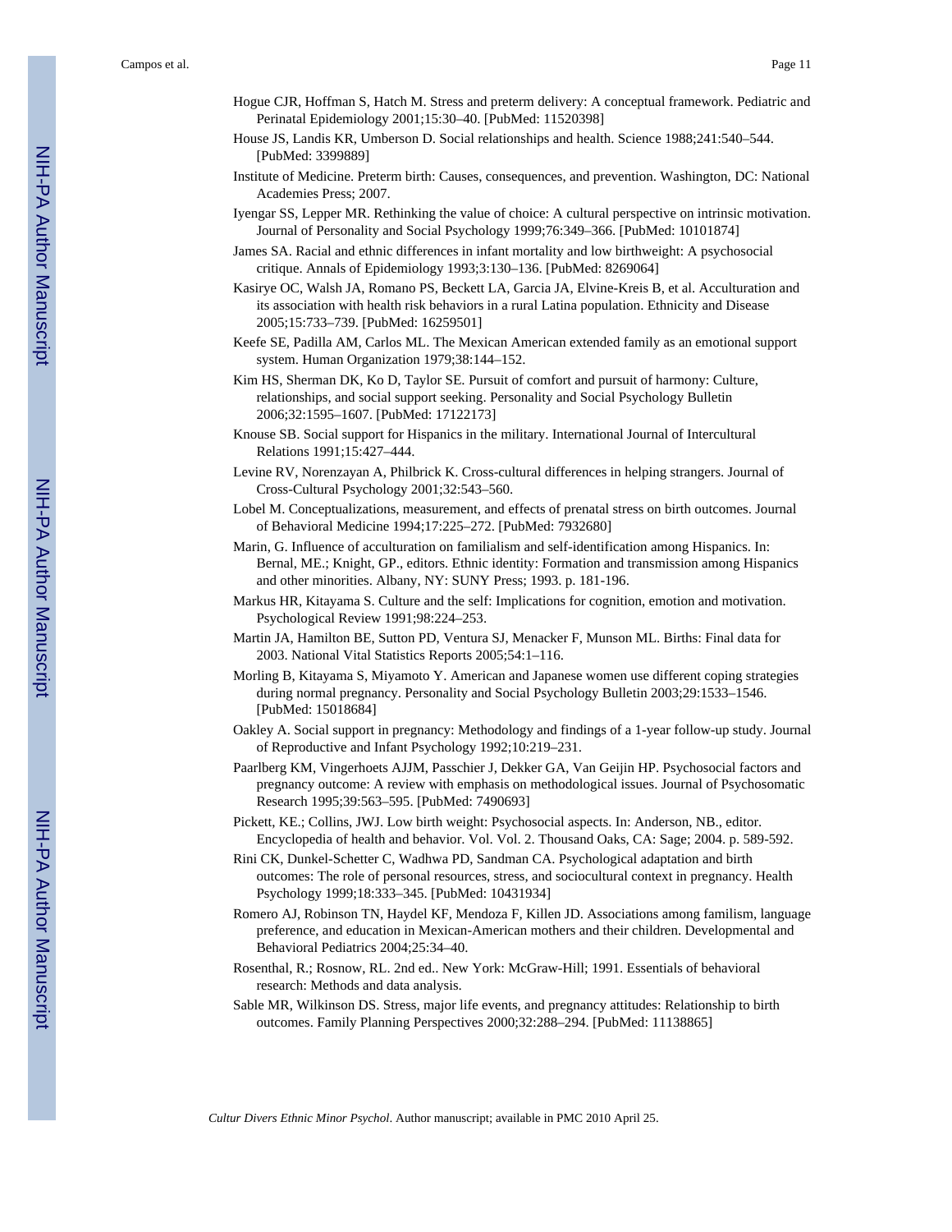Hogue CJR, Hoffman S, Hatch M. Stress and preterm delivery: A conceptual framework. Pediatric and Perinatal Epidemiology 2001;15:30–40. [PubMed: 11520398]

House JS, Landis KR, Umberson D. Social relationships and health. Science 1988;241:540–544. [PubMed: 3399889]

Institute of Medicine. Preterm birth: Causes, consequences, and prevention. Washington, DC: National Academies Press; 2007.

Iyengar SS, Lepper MR. Rethinking the value of choice: A cultural perspective on intrinsic motivation. Journal of Personality and Social Psychology 1999;76:349–366. [PubMed: 10101874]

James SA. Racial and ethnic differences in infant mortality and low birthweight: A psychosocial critique. Annals of Epidemiology 1993;3:130–136. [PubMed: 8269064]

Kasirye OC, Walsh JA, Romano PS, Beckett LA, Garcia JA, Elvine-Kreis B, et al. Acculturation and its association with health risk behaviors in a rural Latina population. Ethnicity and Disease 2005;15:733–739. [PubMed: 16259501]

Keefe SE, Padilla AM, Carlos ML. The Mexican American extended family as an emotional support system. Human Organization 1979;38:144–152.

Kim HS, Sherman DK, Ko D, Taylor SE. Pursuit of comfort and pursuit of harmony: Culture, relationships, and social support seeking. Personality and Social Psychology Bulletin 2006;32:1595–1607. [PubMed: 17122173]

Knouse SB. Social support for Hispanics in the military. International Journal of Intercultural Relations 1991;15:427–444.

Levine RV, Norenzayan A, Philbrick K. Cross-cultural differences in helping strangers. Journal of Cross-Cultural Psychology 2001;32:543–560.

Lobel M. Conceptualizations, measurement, and effects of prenatal stress on birth outcomes. Journal of Behavioral Medicine 1994;17:225–272. [PubMed: 7932680]

Marin, G. Influence of acculturation on familialism and self-identification among Hispanics. In: Bernal, ME.; Knight, GP., editors. Ethnic identity: Formation and transmission among Hispanics and other minorities. Albany, NY: SUNY Press; 1993. p. 181-196.

Markus HR, Kitayama S. Culture and the self: Implications for cognition, emotion and motivation. Psychological Review 1991;98:224–253.

Martin JA, Hamilton BE, Sutton PD, Ventura SJ, Menacker F, Munson ML. Births: Final data for 2003. National Vital Statistics Reports 2005;54:1–116.

Morling B, Kitayama S, Miyamoto Y. American and Japanese women use different coping strategies during normal pregnancy. Personality and Social Psychology Bulletin 2003;29:1533–1546. [PubMed: 15018684]

Oakley A. Social support in pregnancy: Methodology and findings of a 1-year follow-up study. Journal of Reproductive and Infant Psychology 1992;10:219–231.

Paarlberg KM, Vingerhoets AJJM, Passchier J, Dekker GA, Van Geijin HP. Psychosocial factors and pregnancy outcome: A review with emphasis on methodological issues. Journal of Psychosomatic Research 1995;39:563–595. [PubMed: 7490693]

Pickett, KE.; Collins, JWJ. Low birth weight: Psychosocial aspects. In: Anderson, NB., editor. Encyclopedia of health and behavior. Vol. Vol. 2. Thousand Oaks, CA: Sage; 2004. p. 589-592.

Rini CK, Dunkel-Schetter C, Wadhwa PD, Sandman CA. Psychological adaptation and birth outcomes: The role of personal resources, stress, and sociocultural context in pregnancy. Health Psychology 1999;18:333–345. [PubMed: 10431934]

Romero AJ, Robinson TN, Haydel KF, Mendoza F, Killen JD. Associations among familism, language preference, and education in Mexican-American mothers and their children. Developmental and Behavioral Pediatrics 2004;25:34–40.

Rosenthal, R.; Rosnow, RL. 2nd ed.. New York: McGraw-Hill; 1991. Essentials of behavioral research: Methods and data analysis.

Sable MR, Wilkinson DS. Stress, major life events, and pregnancy attitudes: Relationship to birth outcomes. Family Planning Perspectives 2000;32:288–294. [PubMed: 11138865]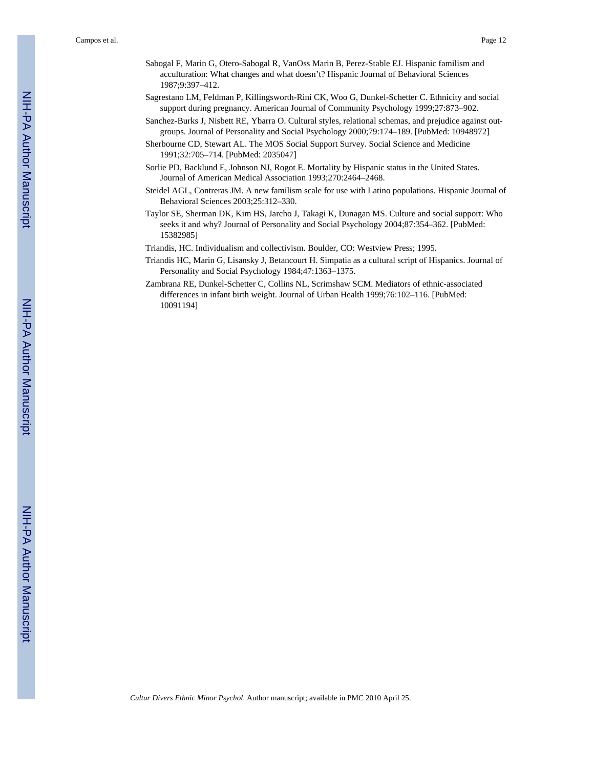Sabogal F, Marin G, Otero-Sabogal R, VanOss Marin B, Perez-Stable EJ. Hispanic familism and acculturation: What changes and what doesn't? Hispanic Journal of Behavioral Sciences 1987;9:397–412.

Sagrestano LM, Feldman P, Killingsworth-Rini CK, Woo G, Dunkel-Schetter C. Ethnicity and social support during pregnancy. American Journal of Community Psychology 1999;27:873–902.

Sanchez-Burks J, Nisbett RE, Ybarra O. Cultural styles, relational schemas, and prejudice against out-groups. Journal of Personality and Social Psychology 2000;79:174–189. [PubMed: 10948972]

Sherbourne CD, Stewart AL. The MOS Social Support Survey. Social Science and Medicine 1991;32:705–714. [PubMed: 2035047]

Sorlie PD, Backlund E, Johnson NJ, Rogot E. Mortality by Hispanic status in the United States. Journal of American Medical Association 1993;270:2464–2468.

Steidel AGL, Contreras JM. A new familism scale for use with Latino populations. Hispanic Journal of Behavioral Sciences 2003;25:312–330.

Taylor SE, Sherman DK, Kim HS, Jarcho J, Takagi K, Dunagan MS. Culture and social support: Who seeks it and why? Journal of Personality and Social Psychology 2004;87:354–362. [PubMed: 15382985]

Triandis, HC. Individualism and collectivism. Boulder, CO: Westview Press; 1995.

Triandis HC, Marin G, Lisansky J, Betancourt H. Simpatia as a cultural script of Hispanics. Journal of Personality and Social Psychology 1984;47:1363–1375.

Zambrana RE, Dunkel-Schetter C, Collins NL, Scrimshaw SCM. Mediators of ethnic-associated differences in infant birth weight. Journal of Urban Health 1999;76:102–116. [PubMed: 10091194]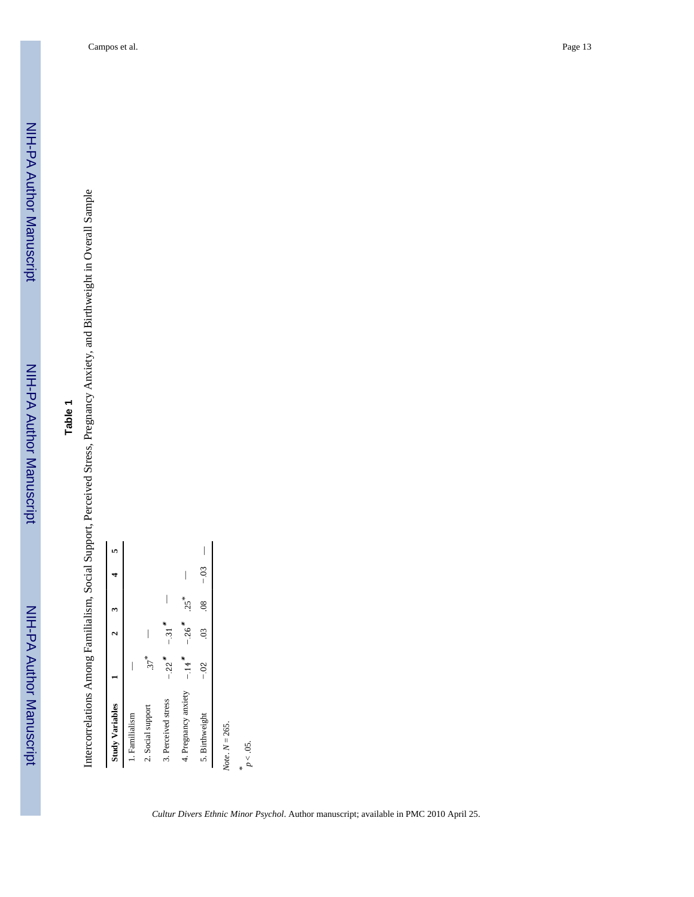# Table 1

Intercorrelations Among Familialism, Social Support, Perceived Stress, Pregnancy Anxiety, and Birthweight in Overall Sample

| Study Variables | 1 | 2 | 3 | 4 | 5 |
|---|---|---|---|---|---|
| 1. Familialism | — | | | | |
| 2. Social support | .37* | — | | | |
| 3. Perceived stress | −.22* | −.31* | — | | |
| 4. Pregnancy anxiety | −.14* | −.26* | .25* | — | |
| 5. Birthweight | −.02 | .03 | .08 | −.03 | — |

*Note*. $N = 265$.

\* $p < .05$.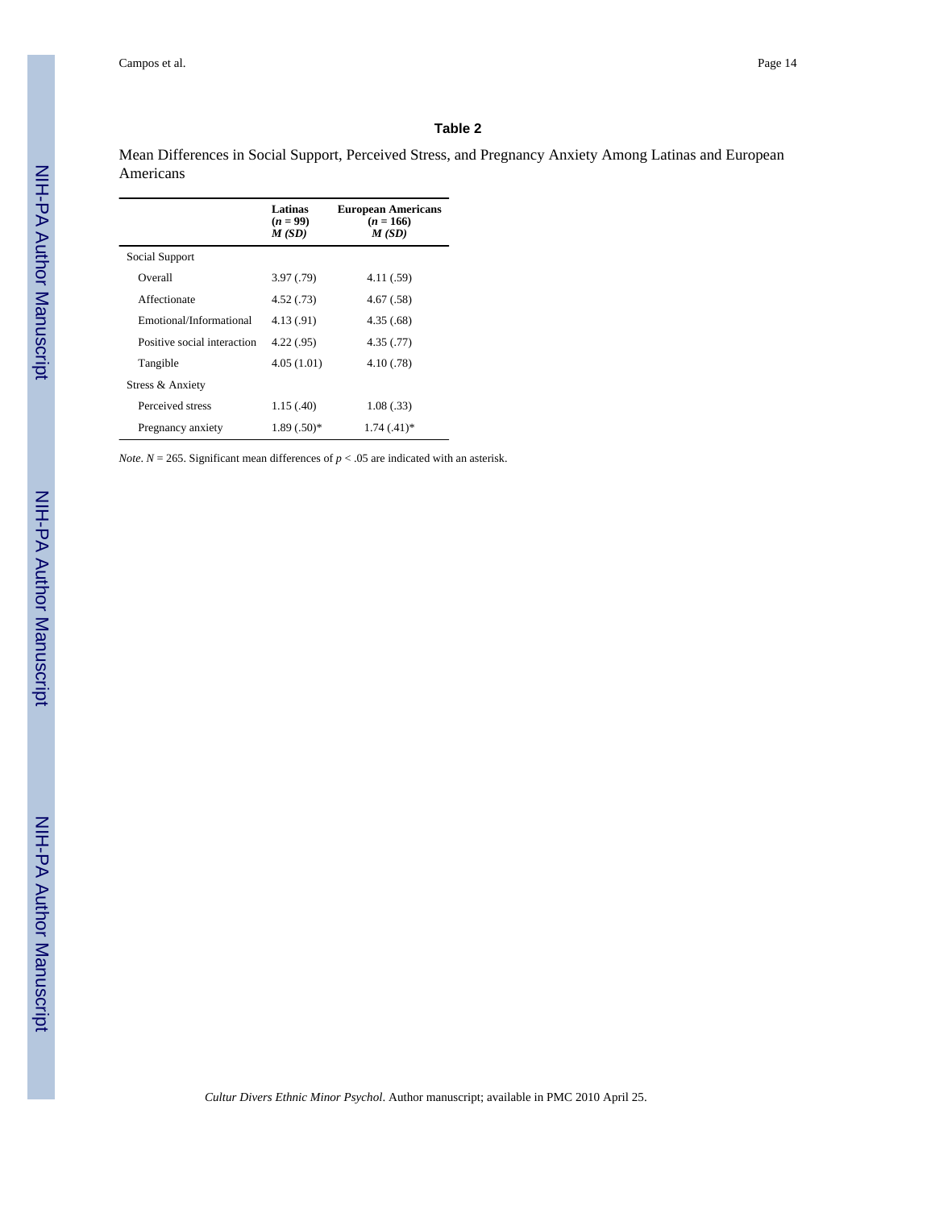## Table 2

Mean Differences in Social Support, Perceived Stress, and Pregnancy Anxiety Among Latinas and European Americans

| | Latinas ($n = 99$) *M (SD)* | European Americans ($n = 166$) *M (SD)* |
|---|---|---|
| Social Support | | |
| Overall | 3.97 (.79) | 4.11 (.59) |
| Affectionate | 4.52 (.73) | 4.67 (.58) |
| Emotional/Informational | 4.13 (.91) | 4.35 (.68) |
| Positive social interaction | 4.22 (.95) | 4.35 (.77) |
| Tangible | 4.05 (1.01) | 4.10 (.78) |
| Stress & Anxiety | | |
| Perceived stress | 1.15 (.40) | 1.08 (.33) |
| Pregnancy anxiety | 1.89 (.50)* | 1.74 (.41)* |

*Note*. $N = 265$. Significant mean differences of $p < .05$ are indicated with an asterisk.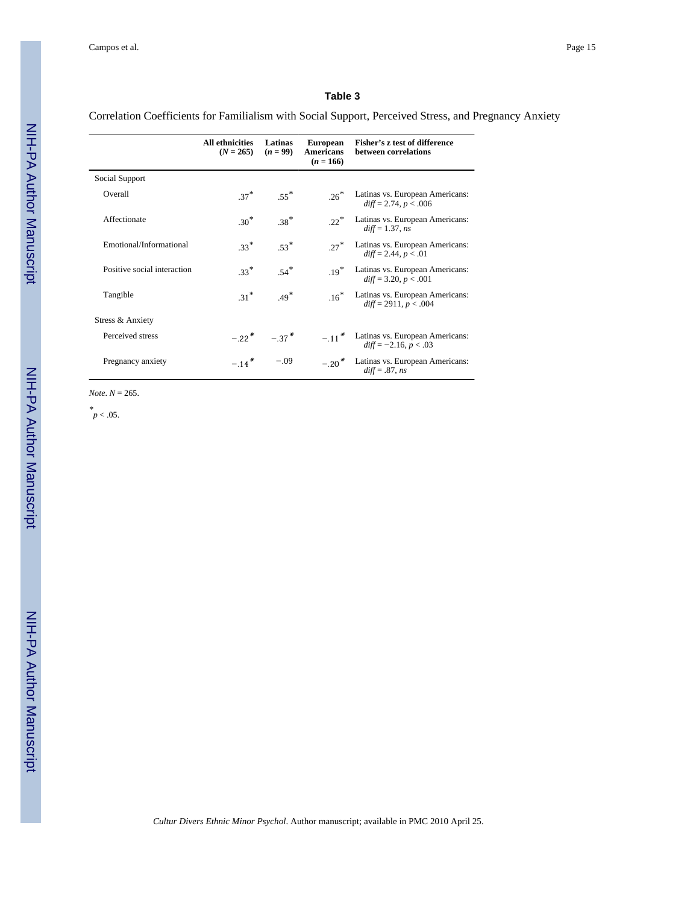**Table 3**

Correlation Coefficients for Familialism with Social Support, Perceived Stress, and Pregnancy Anxiety

| | All ethnicities ($N$ = 265) | Latinas ($n$ = 99) | European Americans ($n$ = 166) | Fisher's z test of difference between correlations |
|---|---|---|---|---|
| Social Support | | | | |
| Overall | .37* | .55* | .26* | Latinas vs. European Americans: *diff* = 2.74, $p < .006$ |
| Affectionate | .30* | .38* | .22* | Latinas vs. European Americans: *diff* = 1.37, *ns* |
| Emotional/Informational | .33* | .53* | .27* | Latinas vs. European Americans: *diff* = 2.44, $p < .01$ |
| Positive social interaction | .33* | .54* | .19* | Latinas vs. European Americans: *diff* = 3.20, $p < .001$ |
| Tangible | .31* | .49* | .16* | Latinas vs. European Americans: *diff* = 2911, $p < .004$ |
| Stress & Anxiety | | | | |
| Perceived stress | −.22* | −.37* | −.11* | Latinas vs. European Americans: *diff* = −2.16, $p < .03$ |
| Pregnancy anxiety | −.14* | −.09 | −.20* | Latinas vs. European Americans: *diff* = .87, *ns* |

*Note*. $N$ = 265.

* $p < .05$.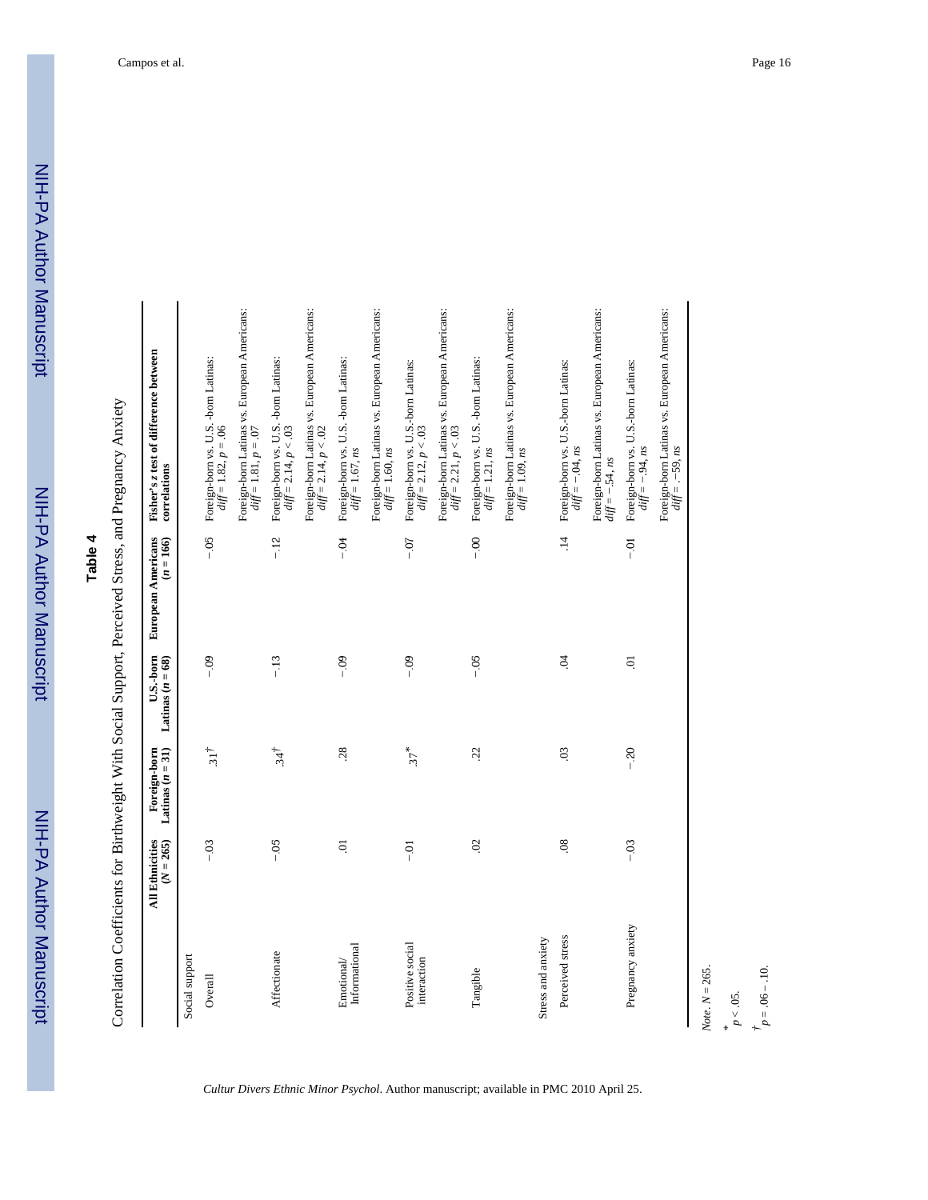**Table 4**

Correlation Coefficients for Birthweight With Social Support, Perceived Stress, and Pregnancy Anxiety

| | All Ethnicities ($N$ = 265) | Foreign-born Latinas ($n$ = 31) | U.S.-born Latinas ($n$ = 68) | European Americans ($n$ = 166) | Fisher's z test of difference between correlations |
|---|---|---|---|---|---|
| Social support | | | | | |
| Overall | −.03 | .31[†] | −.09 | −.05 | Foreign-born vs. U.S. -born Latinas: $diff$ = 1.82, $p$ = .06 |
| | | | | | Foreign-born Latinas vs. European Americans: $diff$ = 1.81, $p$ = .07 |
| Affectionate | −.05 | .34[†] | −.13 | −.12 | Foreign-born vs. U.S. -born Latinas: $diff$ = 2.14, $p$ < .03 |
| | | | | | Foreign-born Latinas vs. European Americans: $diff$ = 2.14, $p$ < .02 |
| Emotional/ Informational | .01 | .28 | −.09 | −.04 | Foreign-born vs. U.S. -born Latinas: $diff$ = 1.67, $ns$ |
| | | | | | Foreign-born Latinas vs. European Americans: $diff$ = 1.60, $ns$ |
| Positive social interaction | −.01 | .37[*] | −.09 | −.07 | Foreign-born vs. U.S.-born Latinas: $diff$ = 2.12, $p$ < .03 |
| | | | | | Foreign-born Latinas vs. European Americans: $diff$ = 2.21, $p$ < .03 |
| Tangible | .02 | .22 | −.05 | −.00 | Foreign-born vs. U.S. -born Latinas: $diff$ = 1.21, $ns$ |
| | | | | | Foreign-born Latinas vs. European Americans: $diff$ = 1.09, $ns$ |
| Stress and anxiety | | | | | |
| Perceived stress | .08 | .03 | .04 | .14 | Foreign-born vs. U.S.-born Latinas: $diff$ = −.04, $ns$ |
| | | | | | Foreign-born Latinas vs. European Americans: $diff$ = −.54, $ns$ |
| Pregnancy anxiety | −.03 | −.20 | .01 | −.01 | Foreign-born vs. U.S.-born Latinas: $diff$ = −.94, $ns$ |
| | | | | | Foreign-born Latinas vs. European Americans: $diff$ = .−59, $ns$ |

*Note*. $N$ = 265.

[*] $p$ < .05.

[†] $p$ = .06 – .10.